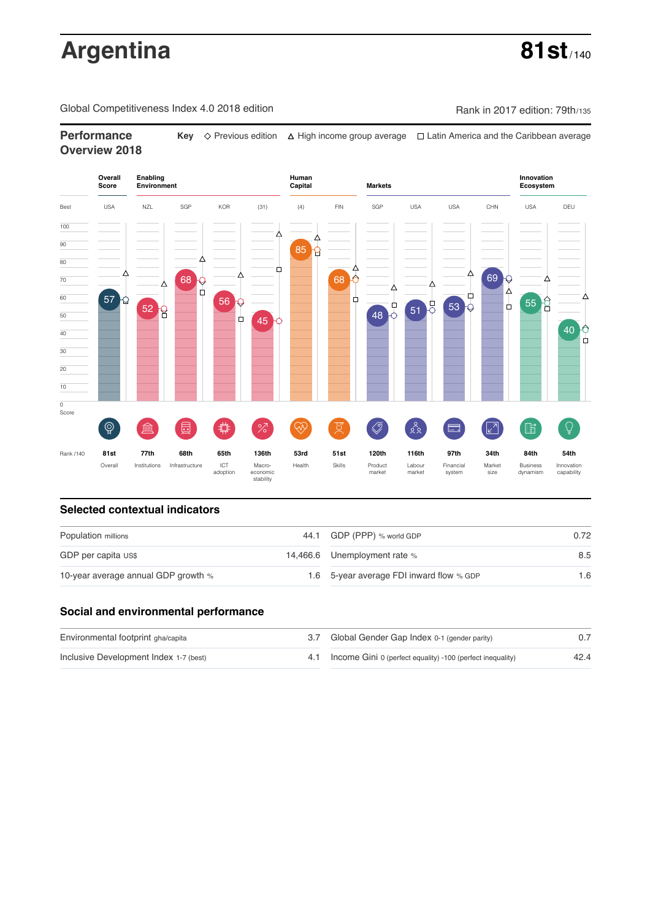# Argentina

**81st** /140

Global Competitiveness Index 4.0 2018 edition

Rank in 2017 edition: 79th/135

## Performance Overview 2018

Key ◇ Previous edition △ High income group average □ Latin America and the Caribbean average

| | Overall Score | Enabling Environment | | | | Human Capital | | Markets | | | | Innovation Ecosystem | |
|---|---|---|---|---|---|---|---|---|---|---|---|---|---|
| Best | USA | NZL | SGP | KOR | (31) | (4) | FIN | SGP | USA | USA | CHN | USA | DEU |
| Score | 57 | 52 | 68 | 56 | 45 | 85 | 68 | 48 | 51 | 53 | 69 | 55 | 40 |
| Rank /140 | 81st | 77th | 68th | 65th | 136th | 53rd | 51st | 120th | 116th | 97th | 34th | 84th | 54th |
| | Overall | Institutions | Infrastructure | ICT adoption | Macro-economic stability | Health | Skills | Product market | Labour market | Financial system | Market size | Business dynamism | Innovation capability |

## Selected contextual indicators

| | | | |
|---|---|---|---|
| Population millions | 44.1 | GDP (PPP) % world GDP | 0.72 |
| GDP per capita US$ | 14,466.6 | Unemployment rate % | 8.5 |
| 10-year average annual GDP growth % | 1.6 | 5-year average FDI inward flow % GDP | 1.6 |

## Social and environmental performance

| | | | |
|---|---|---|---|
| Environmental footprint gha/capita | 3.7 | Global Gender Gap Index 0-1 (gender parity) | 0.7 |
| Inclusive Development Index 1-7 (best) | 4.1 | Income Gini 0 (perfect equality) -100 (perfect inequality) | 42.4 |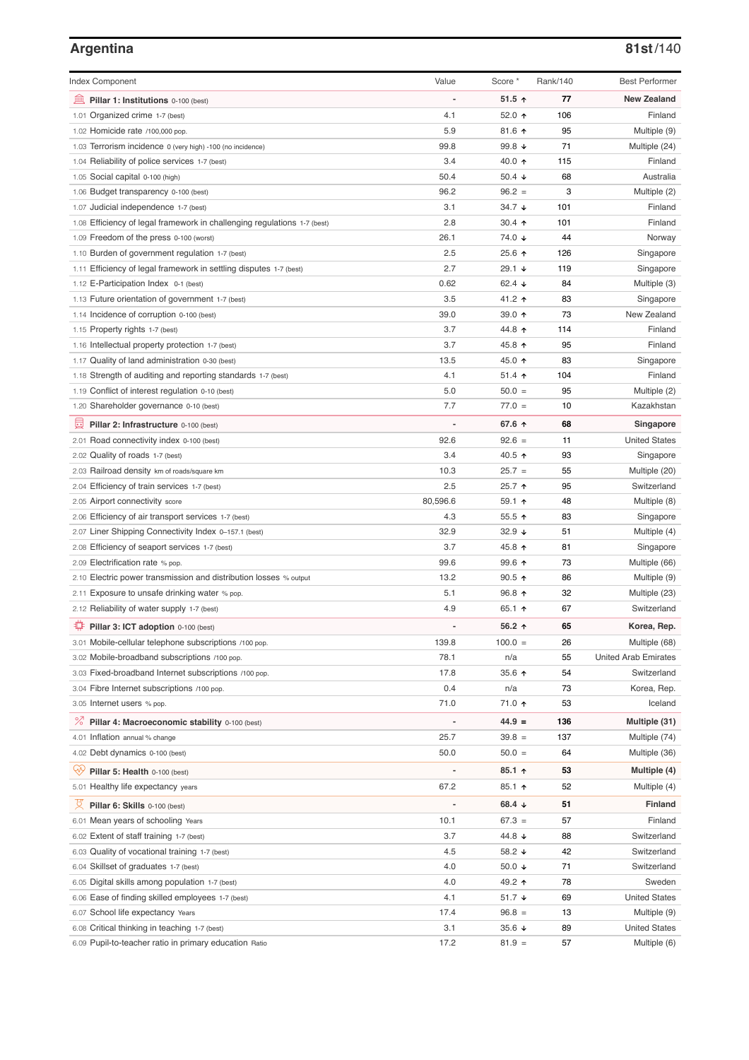## Argentina

**81st**/140

| Index Component | Value | Score * | Rank/140 | Best Performer |
|---|---|---|---|---|
| **Pillar 1: Institutions** 0-100 (best) | - | **51.5 ↑** | **77** | **New Zealand** |
| 1.01 Organized crime 1-7 (best) | 4.1 | 52.0 ↑ | 106 | Finland |
| 1.02 Homicide rate /100,000 pop. | 5.9 | 81.6 ↑ | 95 | Multiple (9) |
| 1.03 Terrorism incidence 0 (very high) -100 (no incidence) | 99.8 | 99.8 ↓ | 71 | Multiple (24) |
| 1.04 Reliability of police services 1-7 (best) | 3.4 | 40.0 ↑ | 115 | Finland |
| 1.05 Social capital 0-100 (high) | 50.4 | 50.4 ↓ | 68 | Australia |
| 1.06 Budget transparency 0-100 (best) | 96.2 | 96.2 = | 3 | Multiple (2) |
| 1.07 Judicial independence 1-7 (best) | 3.1 | 34.7 ↓ | 101 | Finland |
| 1.08 Efficiency of legal framework in challenging regulations 1-7 (best) | 2.8 | 30.4 ↑ | 101 | Finland |
| 1.09 Freedom of the press 0-100 (worst) | 26.1 | 74.0 ↓ | 44 | Norway |
| 1.10 Burden of government regulation 1-7 (best) | 2.5 | 25.6 ↑ | 126 | Singapore |
| 1.11 Efficiency of legal framework in settling disputes 1-7 (best) | 2.7 | 29.1 ↓ | 119 | Singapore |
| 1.12 E-Participation Index 0-1 (best) | 0.62 | 62.4 ↓ | 84 | Multiple (3) |
| 1.13 Future orientation of government 1-7 (best) | 3.5 | 41.2 ↑ | 83 | Singapore |
| 1.14 Incidence of corruption 0-100 (best) | 39.0 | 39.0 ↑ | 73 | New Zealand |
| 1.15 Property rights 1-7 (best) | 3.7 | 44.8 ↑ | 114 | Finland |
| 1.16 Intellectual property protection 1-7 (best) | 3.7 | 45.8 ↑ | 95 | Finland |
| 1.17 Quality of land administration 0-30 (best) | 13.5 | 45.0 ↑ | 83 | Singapore |
| 1.18 Strength of auditing and reporting standards 1-7 (best) | 4.1 | 51.4 ↑ | 104 | Finland |
| 1.19 Conflict of interest regulation 0-10 (best) | 5.0 | 50.0 = | 95 | Multiple (2) |
| 1.20 Shareholder governance 0-10 (best) | 7.7 | 77.0 = | 10 | Kazakhstan |
| **Pillar 2: Infrastructure** 0-100 (best) | - | **67.6 ↑** | **68** | **Singapore** |
| 2.01 Road connectivity index 0-100 (best) | 92.6 | 92.6 = | 11 | United States |
| 2.02 Quality of roads 1-7 (best) | 3.4 | 40.5 ↑ | 93 | Singapore |
| 2.03 Railroad density km of roads/square km | 10.3 | 25.7 = | 55 | Multiple (20) |
| 2.04 Efficiency of train services 1-7 (best) | 2.5 | 25.7 ↑ | 95 | Switzerland |
| 2.05 Airport connectivity score | 80,596.6 | 59.1 ↑ | 48 | Multiple (8) |
| 2.06 Efficiency of air transport services 1-7 (best) | 4.3 | 55.5 ↑ | 83 | Singapore |
| 2.07 Liner Shipping Connectivity Index 0–157.1 (best) | 32.9 | 32.9 ↓ | 51 | Multiple (4) |
| 2.08 Efficiency of seaport services 1-7 (best) | 3.7 | 45.8 ↑ | 81 | Singapore |
| 2.09 Electrification rate % pop. | 99.6 | 99.6 ↑ | 73 | Multiple (66) |
| 2.10 Electric power transmission and distribution losses % output | 13.2 | 90.5 ↑ | 86 | Multiple (9) |
| 2.11 Exposure to unsafe drinking water % pop. | 5.1 | 96.8 ↑ | 32 | Multiple (23) |
| 2.12 Reliability of water supply 1-7 (best) | 4.9 | 65.1 ↑ | 67 | Switzerland |
| **Pillar 3: ICT adoption** 0-100 (best) | - | **56.2 ↑** | **65** | **Korea, Rep.** |
| 3.01 Mobile-cellular telephone subscriptions /100 pop. | 139.8 | 100.0 = | 26 | Multiple (68) |
| 3.02 Mobile-broadband subscriptions /100 pop. | 78.1 | n/a | 55 | United Arab Emirates |
| 3.03 Fixed-broadband Internet subscriptions /100 pop. | 17.8 | 35.6 ↑ | 54 | Switzerland |
| 3.04 Fibre Internet subscriptions /100 pop. | 0.4 | n/a | 73 | Korea, Rep. |
| 3.05 Internet users % pop. | 71.0 | 71.0 ↑ | 53 | Iceland |
| **Pillar 4: Macroeconomic stability** 0-100 (best) | - | **44.9 =** | **136** | **Multiple (31)** |
| 4.01 Inflation annual % change | 25.7 | 39.8 = | 137 | Multiple (74) |
| 4.02 Debt dynamics 0-100 (best) | 50.0 | 50.0 = | 64 | Multiple (36) |
| **Pillar 5: Health** 0-100 (best) | - | **85.1 ↑** | **53** | **Multiple (4)** |
| 5.01 Healthy life expectancy years | 67.2 | 85.1 ↑ | 52 | Multiple (4) |
| **Pillar 6: Skills** 0-100 (best) | - | **68.4 ↓** | **51** | **Finland** |
| 6.01 Mean years of schooling Years | 10.1 | 67.3 = | 57 | Finland |
| 6.02 Extent of staff training 1-7 (best) | 3.7 | 44.8 ↓ | 88 | Switzerland |
| 6.03 Quality of vocational training 1-7 (best) | 4.5 | 58.2 ↓ | 42 | Switzerland |
| 6.04 Skillset of graduates 1-7 (best) | 4.0 | 50.0 ↓ | 71 | Switzerland |
| 6.05 Digital skills among population 1-7 (best) | 4.0 | 49.2 ↑ | 78 | Sweden |
| 6.06 Ease of finding skilled employees 1-7 (best) | 4.1 | 51.7 ↓ | 69 | United States |
| 6.07 School life expectancy Years | 17.4 | 96.8 = | 13 | Multiple (9) |
| 6.08 Critical thinking in teaching 1-7 (best) | 3.1 | 35.6 ↓ | 89 | United States |
| 6.09 Pupil-to-teacher ratio in primary education Ratio | 17.2 | 81.9 = | 57 | Multiple (6) |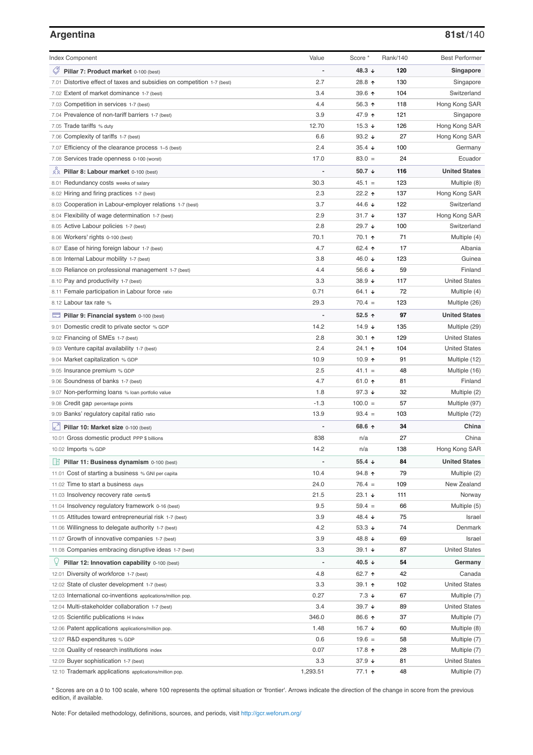## Argentina

**81st**/140

| Index Component | Value | Score * | Rank/140 | Best Performer |
|---|---|---|---|---|
| **Pillar 7: Product market** 0-100 (best) | - | **48.3 ↓** | **120** | **Singapore** |
| 7.01 Distortive effect of taxes and subsidies on competition 1-7 (best) | 2.7 | 28.8 ↑ | 130 | Singapore |
| 7.02 Extent of market dominance 1-7 (best) | 3.4 | 39.6 ↑ | 104 | Switzerland |
| 7.03 Competition in services 1-7 (best) | 4.4 | 56.3 ↑ | 118 | Hong Kong SAR |
| 7.04 Prevalence of non-tariff barriers 1-7 (best) | 3.9 | 47.9 ↑ | 121 | Singapore |
| 7.05 Trade tariffs % duty | 12.70 | 15.3 ↓ | 126 | Hong Kong SAR |
| 7.06 Complexity of tariffs 1-7 (best) | 6.6 | 93.2 ↓ | 27 | Hong Kong SAR |
| 7.07 Efficiency of the clearance process 1–5 (best) | 2.4 | 35.4 ↓ | 100 | Germany |
| 7.08 Services trade openness 0-100 (worst) | 17.0 | 83.0 = | 24 | Ecuador |
| **Pillar 8: Labour market** 0-100 (best) | - | **50.7 ↓** | **116** | **United States** |
| 8.01 Redundancy costs weeks of salary | 30.3 | 45.1 = | 123 | Multiple (8) |
| 8.02 Hiring and firing practices 1-7 (best) | 2.3 | 22.2 ↑ | 137 | Hong Kong SAR |
| 8.03 Cooperation in Labour-employer relations 1-7 (best) | 3.7 | 44.6 ↓ | 122 | Switzerland |
| 8.04 Flexibility of wage determination 1-7 (best) | 2.9 | 31.7 ↓ | 137 | Hong Kong SAR |
| 8.05 Active Labour policies 1-7 (best) | 2.8 | 29.7 ↓ | 100 | Switzerland |
| 8.06 Workers' rights 0-100 (best) | 70.1 | 70.1 ↑ | 71 | Multiple (4) |
| 8.07 Ease of hiring foreign labour 1-7 (best) | 4.7 | 62.4 ↑ | 17 | Albania |
| 8.08 Internal Labour mobility 1-7 (best) | 3.8 | 46.0 ↓ | 123 | Guinea |
| 8.09 Reliance on professional management 1-7 (best) | 4.4 | 56.6 ↓ | 59 | Finland |
| 8.10 Pay and productivity 1-7 (best) | 3.3 | 38.9 ↓ | 117 | United States |
| 8.11 Female participation in Labour force ratio | 0.71 | 64.1 ↓ | 72 | Multiple (4) |
| 8.12 Labour tax rate % | 29.3 | 70.4 = | 123 | Multiple (26) |
| **Pillar 9: Financial system** 0-100 (best) | - | **52.5 ↑** | **97** | **United States** |
| 9.01 Domestic credit to private sector % GDP | 14.2 | 14.9 ↓ | 135 | Multiple (29) |
| 9.02 Financing of SMEs 1-7 (best) | 2.8 | 30.1 ↑ | 129 | United States |
| 9.03 Venture capital availability 1-7 (best) | 2.4 | 24.1 ↑ | 104 | United States |
| 9.04 Market capitalization % GDP | 10.9 | 10.9 ↑ | 91 | Multiple (12) |
| 9.05 Insurance premium % GDP | 2.5 | 41.1 = | 48 | Multiple (16) |
| 9.06 Soundness of banks 1-7 (best) | 4.7 | 61.0 ↑ | 81 | Finland |
| 9.07 Non-performing loans % loan portfolio value | 1.8 | 97.3 ↓ | 32 | Multiple (2) |
| 9.08 Credit gap percentage points | -1.3 | 100.0 = | 57 | Multiple (97) |
| 9.09 Banks' regulatory capital ratio ratio | 13.9 | 93.4 = | 103 | Multiple (72) |
| **Pillar 10: Market size** 0-100 (best) | - | **68.6 ↑** | **34** | **China** |
| 10.01 Gross domestic product PPP $ billions | 838 | n/a | 27 | China |
| 10.02 Imports % GDP | 14.2 | n/a | 138 | Hong Kong SAR |
| **Pillar 11: Business dynamism** 0-100 (best) | - | **55.4 ↓** | **84** | **United States** |
| 11.01 Cost of starting a business % GNI per capita | 10.4 | 94.8 ↑ | 79 | Multiple (2) |
| 11.02 Time to start a business days | 24.0 | 76.4 = | 109 | New Zealand |
| 11.03 Insolvency recovery rate cents/$ | 21.5 | 23.1 ↓ | 111 | Norway |
| 11.04 Insolvency regulatory framework 0-16 (best) | 9.5 | 59.4 = | 66 | Multiple (5) |
| 11.05 Attitudes toward entrepreneurial risk 1-7 (best) | 3.9 | 48.4 ↓ | 75 | Israel |
| 11.06 Willingness to delegate authority 1-7 (best) | 4.2 | 53.3 ↓ | 74 | Denmark |
| 11.07 Growth of innovative companies 1-7 (best) | 3.9 | 48.8 ↓ | 69 | Israel |
| 11.08 Companies embracing disruptive ideas 1-7 (best) | 3.3 | 39.1 ↓ | 87 | United States |
| **Pillar 12: Innovation capability** 0-100 (best) | - | **40.5 ↓** | **54** | **Germany** |
| 12.01 Diversity of workforce 1-7 (best) | 4.8 | 62.7 ↑ | 42 | Canada |
| 12.02 State of cluster development 1-7 (best) | 3.3 | 39.1 ↑ | 102 | United States |
| 12.03 International co-inventions applications/million pop. | 0.27 | 7.3 ↓ | 67 | Multiple (7) |
| 12.04 Multi-stakeholder collaboration 1-7 (best) | 3.4 | 39.7 ↓ | 89 | United States |
| 12.05 Scientific publications H Index | 346.0 | 86.6 ↑ | 37 | Multiple (7) |
| 12.06 Patent applications applications/million pop. | 1.48 | 16.7 ↓ | 60 | Multiple (8) |
| 12.07 R&D expenditures % GDP | 0.6 | 19.6 = | 58 | Multiple (7) |
| 12.08 Quality of research institutions index | 0.07 | 17.8 ↑ | 28 | Multiple (7) |
| 12.09 Buyer sophistication 1-7 (best) | 3.3 | 37.9 ↓ | 81 | United States |
| 12.10 Trademark applications applications/million pop. | 1,293.51 | 77.1 ↑ | 48 | Multiple (7) |

* Scores are on a 0 to 100 scale, where 100 represents the optimal situation or 'frontier'. Arrows indicate the direction of the change in score from the previous edition, if available.

Note: For detailed methodology, definitions, sources, and periods, visit http://gcr.weforum.org/